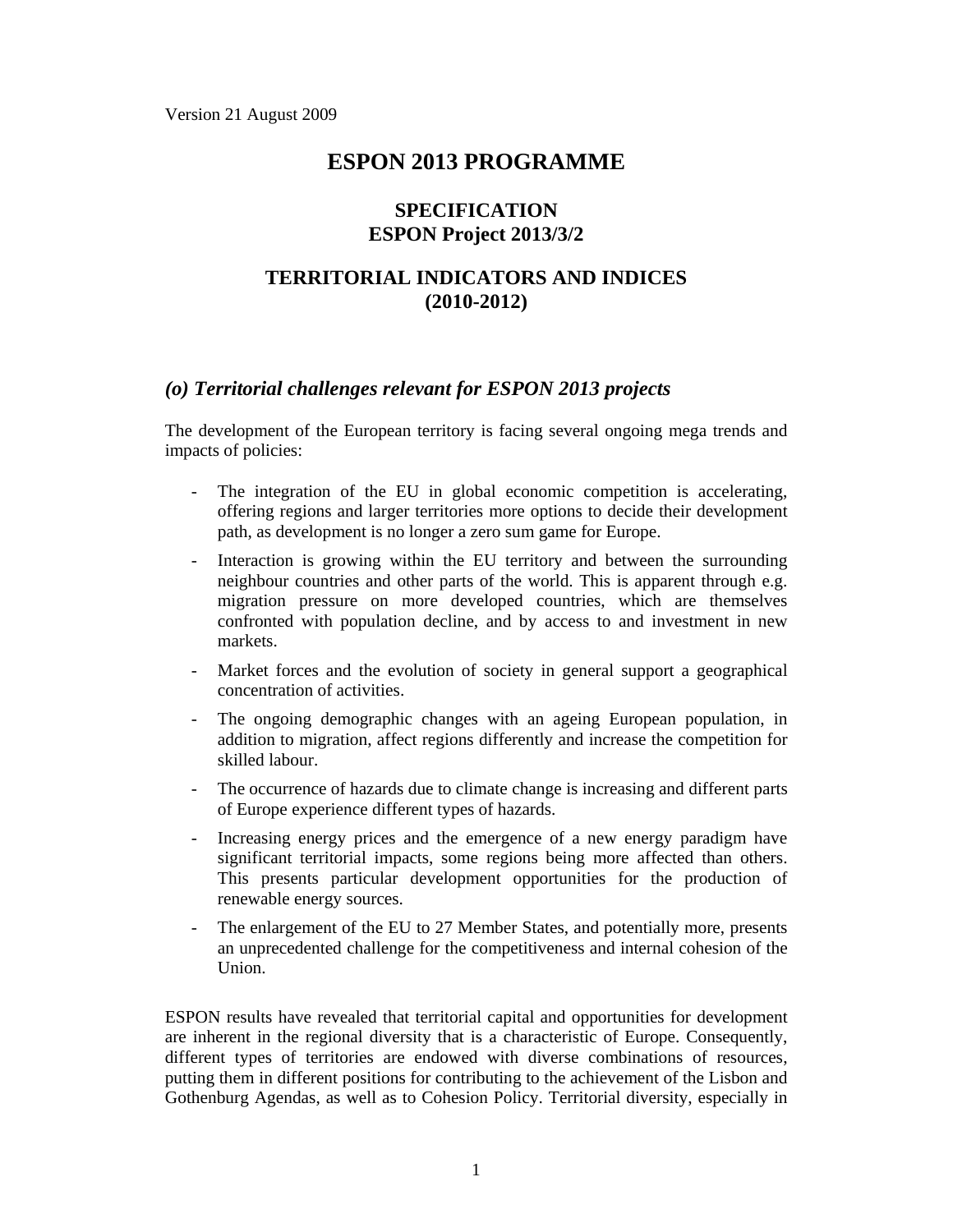Version 21 August 2009

# ESPON 2013 PROGRAMME

## SPECIFICATION
## ESPON Project 2013/3/2

## TERRITORIAL INDICATORS AND INDICES (2010-2012)

### *(o) Territorial challenges relevant for ESPON 2013 projects*

The development of the European territory is facing several ongoing mega trends and impacts of policies:

- The integration of the EU in global economic competition is accelerating, offering regions and larger territories more options to decide their development path, as development is no longer a zero sum game for Europe.
- Interaction is growing within the EU territory and between the surrounding neighbour countries and other parts of the world. This is apparent through e.g. migration pressure on more developed countries, which are themselves confronted with population decline, and by access to and investment in new markets.
- Market forces and the evolution of society in general support a geographical concentration of activities.
- The ongoing demographic changes with an ageing European population, in addition to migration, affect regions differently and increase the competition for skilled labour.
- The occurrence of hazards due to climate change is increasing and different parts of Europe experience different types of hazards.
- Increasing energy prices and the emergence of a new energy paradigm have significant territorial impacts, some regions being more affected than others. This presents particular development opportunities for the production of renewable energy sources.
- The enlargement of the EU to 27 Member States, and potentially more, presents an unprecedented challenge for the competitiveness and internal cohesion of the Union.

ESPON results have revealed that territorial capital and opportunities for development are inherent in the regional diversity that is a characteristic of Europe. Consequently, different types of territories are endowed with diverse combinations of resources, putting them in different positions for contributing to the achievement of the Lisbon and Gothenburg Agendas, as well as to Cohesion Policy. Territorial diversity, especially in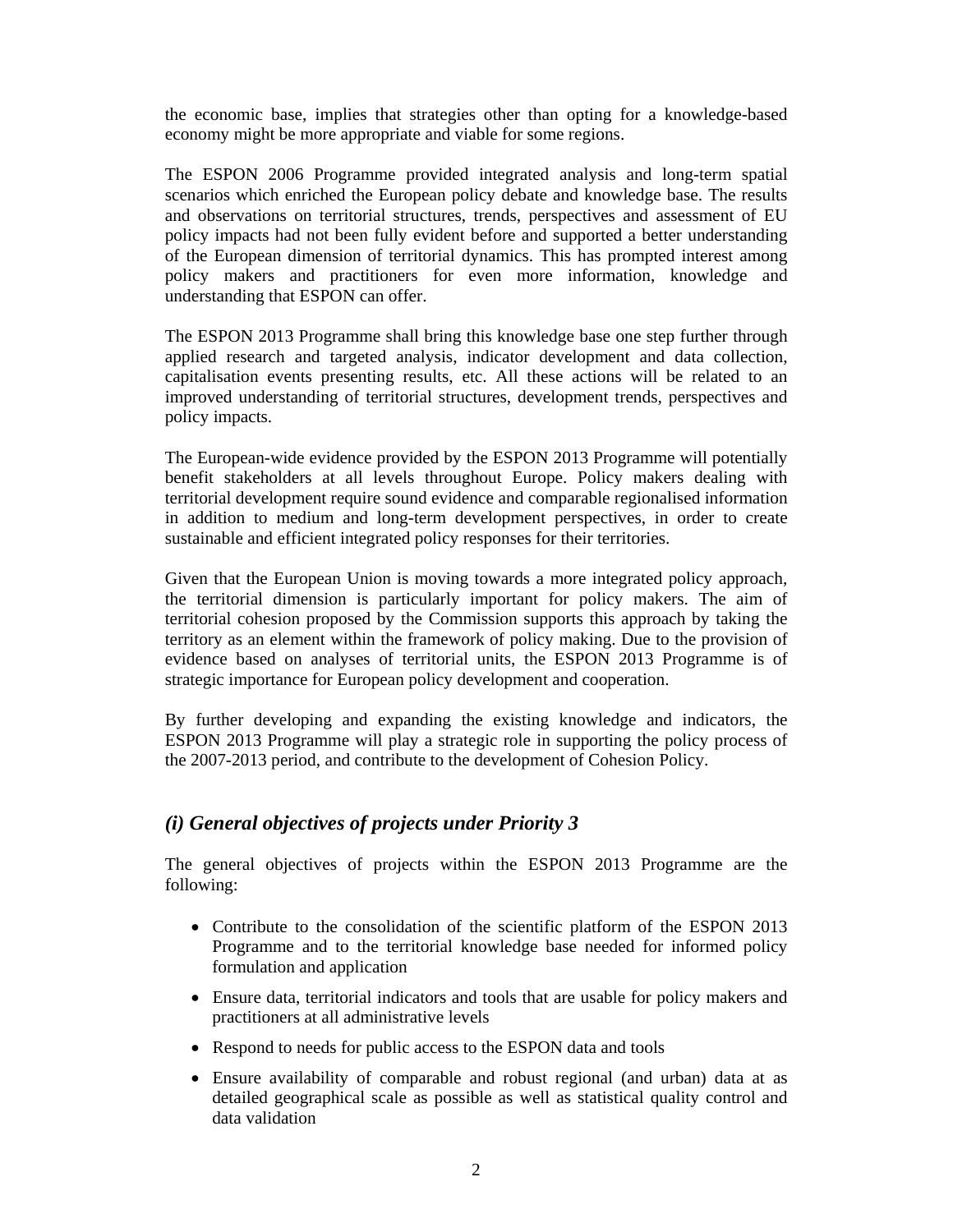the economic base, implies that strategies other than opting for a knowledge-based economy might be more appropriate and viable for some regions.

The ESPON 2006 Programme provided integrated analysis and long-term spatial scenarios which enriched the European policy debate and knowledge base. The results and observations on territorial structures, trends, perspectives and assessment of EU policy impacts had not been fully evident before and supported a better understanding of the European dimension of territorial dynamics. This has prompted interest among policy makers and practitioners for even more information, knowledge and understanding that ESPON can offer.

The ESPON 2013 Programme shall bring this knowledge base one step further through applied research and targeted analysis, indicator development and data collection, capitalisation events presenting results, etc. All these actions will be related to an improved understanding of territorial structures, development trends, perspectives and policy impacts.

The European-wide evidence provided by the ESPON 2013 Programme will potentially benefit stakeholders at all levels throughout Europe. Policy makers dealing with territorial development require sound evidence and comparable regionalised information in addition to medium and long-term development perspectives, in order to create sustainable and efficient integrated policy responses for their territories.

Given that the European Union is moving towards a more integrated policy approach, the territorial dimension is particularly important for policy makers. The aim of territorial cohesion proposed by the Commission supports this approach by taking the territory as an element within the framework of policy making. Due to the provision of evidence based on analyses of territorial units, the ESPON 2013 Programme is of strategic importance for European policy development and cooperation.

By further developing and expanding the existing knowledge and indicators, the ESPON 2013 Programme will play a strategic role in supporting the policy process of the 2007-2013 period, and contribute to the development of Cohesion Policy.

## *(i) General objectives of projects under Priority 3*

The general objectives of projects within the ESPON 2013 Programme are the following:

- Contribute to the consolidation of the scientific platform of the ESPON 2013 Programme and to the territorial knowledge base needed for informed policy formulation and application
- Ensure data, territorial indicators and tools that are usable for policy makers and practitioners at all administrative levels
- Respond to needs for public access to the ESPON data and tools
- Ensure availability of comparable and robust regional (and urban) data at as detailed geographical scale as possible as well as statistical quality control and data validation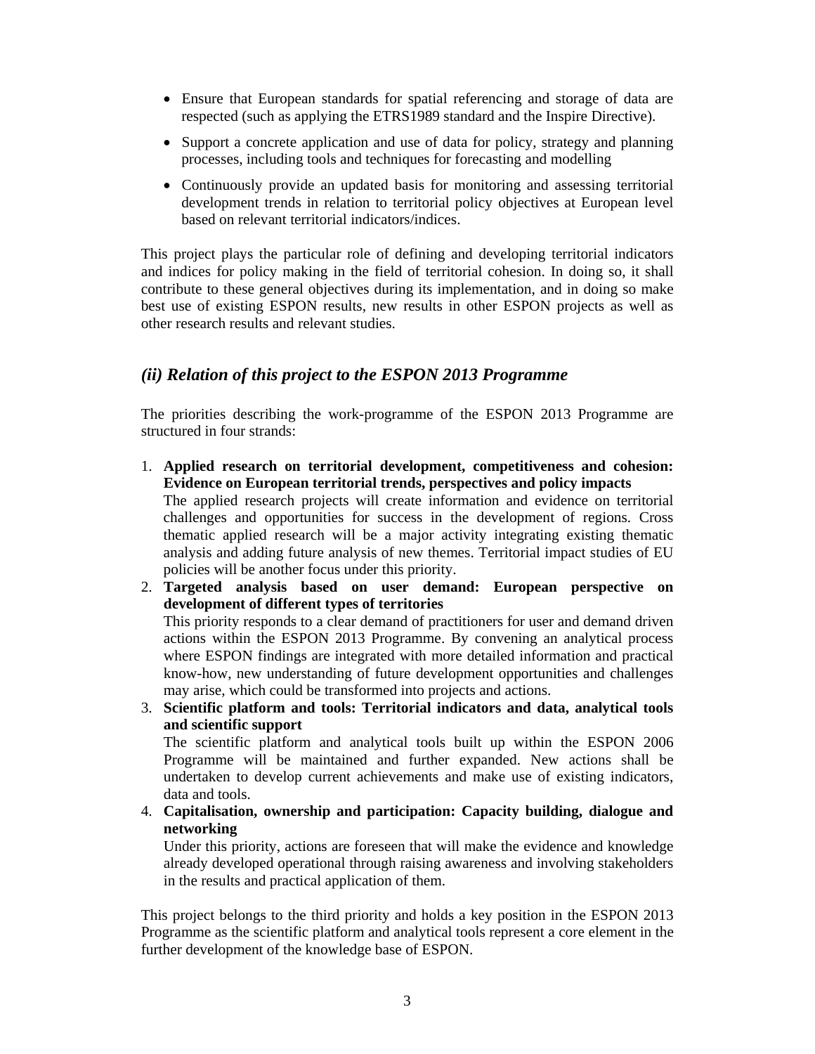- Ensure that European standards for spatial referencing and storage of data are respected (such as applying the ETRS1989 standard and the Inspire Directive).
- Support a concrete application and use of data for policy, strategy and planning processes, including tools and techniques for forecasting and modelling
- Continuously provide an updated basis for monitoring and assessing territorial development trends in relation to territorial policy objectives at European level based on relevant territorial indicators/indices.

This project plays the particular role of defining and developing territorial indicators and indices for policy making in the field of territorial cohesion. In doing so, it shall contribute to these general objectives during its implementation, and in doing so make best use of existing ESPON results, new results in other ESPON projects as well as other research results and relevant studies.

## *(ii) Relation of this project to the ESPON 2013 Programme*

The priorities describing the work-programme of the ESPON 2013 Programme are structured in four strands:

1. **Applied research on territorial development, competitiveness and cohesion: Evidence on European territorial trends, perspectives and policy impacts**
   The applied research projects will create information and evidence on territorial challenges and opportunities for success in the development of regions. Cross thematic applied research will be a major activity integrating existing thematic analysis and adding future analysis of new themes. Territorial impact studies of EU policies will be another focus under this priority.
2. **Targeted analysis based on user demand: European perspective on development of different types of territories**
   This priority responds to a clear demand of practitioners for user and demand driven actions within the ESPON 2013 Programme. By convening an analytical process where ESPON findings are integrated with more detailed information and practical know-how, new understanding of future development opportunities and challenges may arise, which could be transformed into projects and actions.
3. **Scientific platform and tools: Territorial indicators and data, analytical tools and scientific support**
   The scientific platform and analytical tools built up within the ESPON 2006 Programme will be maintained and further expanded. New actions shall be undertaken to develop current achievements and make use of existing indicators, data and tools.
4. **Capitalisation, ownership and participation: Capacity building, dialogue and networking**
   Under this priority, actions are foreseen that will make the evidence and knowledge already developed operational through raising awareness and involving stakeholders in the results and practical application of them.

This project belongs to the third priority and holds a key position in the ESPON 2013 Programme as the scientific platform and analytical tools represent a core element in the further development of the knowledge base of ESPON.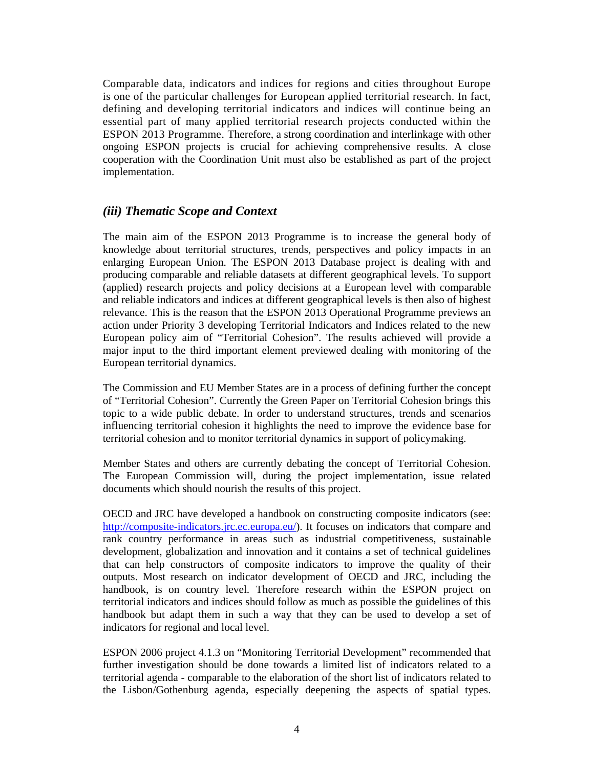Comparable data, indicators and indices for regions and cities throughout Europe is one of the particular challenges for European applied territorial research. In fact, defining and developing territorial indicators and indices will continue being an essential part of many applied territorial research projects conducted within the ESPON 2013 Programme. Therefore, a strong coordination and interlinkage with other ongoing ESPON projects is crucial for achieving comprehensive results. A close cooperation with the Coordination Unit must also be established as part of the project implementation.

### *(iii) Thematic Scope and Context*

The main aim of the ESPON 2013 Programme is to increase the general body of knowledge about territorial structures, trends, perspectives and policy impacts in an enlarging European Union. The ESPON 2013 Database project is dealing with and producing comparable and reliable datasets at different geographical levels. To support (applied) research projects and policy decisions at a European level with comparable and reliable indicators and indices at different geographical levels is then also of highest relevance. This is the reason that the ESPON 2013 Operational Programme previews an action under Priority 3 developing Territorial Indicators and Indices related to the new European policy aim of "Territorial Cohesion". The results achieved will provide a major input to the third important element previewed dealing with monitoring of the European territorial dynamics.

The Commission and EU Member States are in a process of defining further the concept of "Territorial Cohesion". Currently the Green Paper on Territorial Cohesion brings this topic to a wide public debate. In order to understand structures, trends and scenarios influencing territorial cohesion it highlights the need to improve the evidence base for territorial cohesion and to monitor territorial dynamics in support of policymaking.

Member States and others are currently debating the concept of Territorial Cohesion. The European Commission will, during the project implementation, issue related documents which should nourish the results of this project.

OECD and JRC have developed a handbook on constructing composite indicators (see: http://composite-indicators.jrc.ec.europa.eu/). It focuses on indicators that compare and rank country performance in areas such as industrial competitiveness, sustainable development, globalization and innovation and it contains a set of technical guidelines that can help constructors of composite indicators to improve the quality of their outputs. Most research on indicator development of OECD and JRC, including the handbook, is on country level. Therefore research within the ESPON project on territorial indicators and indices should follow as much as possible the guidelines of this handbook but adapt them in such a way that they can be used to develop a set of indicators for regional and local level.

ESPON 2006 project 4.1.3 on "Monitoring Territorial Development" recommended that further investigation should be done towards a limited list of indicators related to a territorial agenda - comparable to the elaboration of the short list of indicators related to the Lisbon/Gothenburg agenda, especially deepening the aspects of spatial types.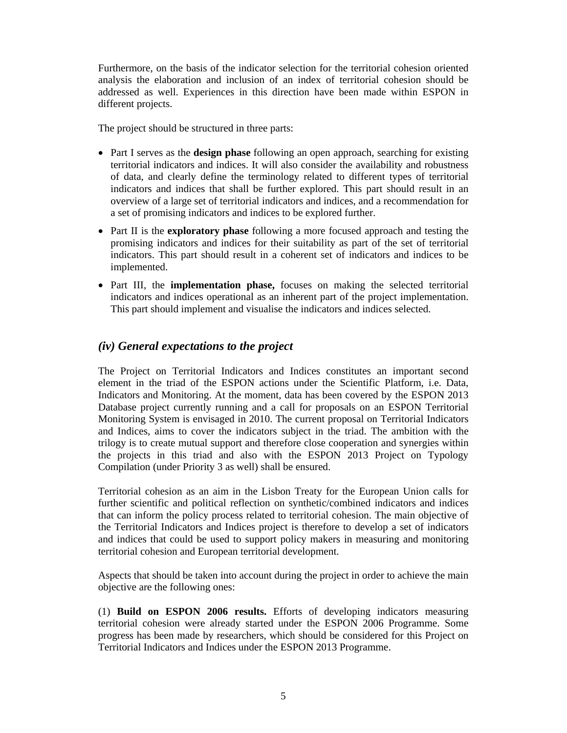Furthermore, on the basis of the indicator selection for the territorial cohesion oriented analysis the elaboration and inclusion of an index of territorial cohesion should be addressed as well. Experiences in this direction have been made within ESPON in different projects.

The project should be structured in three parts:

- Part I serves as the **design phase** following an open approach, searching for existing territorial indicators and indices. It will also consider the availability and robustness of data, and clearly define the terminology related to different types of territorial indicators and indices that shall be further explored. This part should result in an overview of a large set of territorial indicators and indices, and a recommendation for a set of promising indicators and indices to be explored further.
- Part II is the **exploratory phase** following a more focused approach and testing the promising indicators and indices for their suitability as part of the set of territorial indicators. This part should result in a coherent set of indicators and indices to be implemented.
- Part III, the **implementation phase,** focuses on making the selected territorial indicators and indices operational as an inherent part of the project implementation. This part should implement and visualise the indicators and indices selected.

## *(iv) General expectations to the project*

The Project on Territorial Indicators and Indices constitutes an important second element in the triad of the ESPON actions under the Scientific Platform, i.e. Data, Indicators and Monitoring. At the moment, data has been covered by the ESPON 2013 Database project currently running and a call for proposals on an ESPON Territorial Monitoring System is envisaged in 2010. The current proposal on Territorial Indicators and Indices, aims to cover the indicators subject in the triad. The ambition with the trilogy is to create mutual support and therefore close cooperation and synergies within the projects in this triad and also with the ESPON 2013 Project on Typology Compilation (under Priority 3 as well) shall be ensured.

Territorial cohesion as an aim in the Lisbon Treaty for the European Union calls for further scientific and political reflection on synthetic/combined indicators and indices that can inform the policy process related to territorial cohesion. The main objective of the Territorial Indicators and Indices project is therefore to develop a set of indicators and indices that could be used to support policy makers in measuring and monitoring territorial cohesion and European territorial development.

Aspects that should be taken into account during the project in order to achieve the main objective are the following ones:

(1) **Build on ESPON 2006 results.** Efforts of developing indicators measuring territorial cohesion were already started under the ESPON 2006 Programme. Some progress has been made by researchers, which should be considered for this Project on Territorial Indicators and Indices under the ESPON 2013 Programme.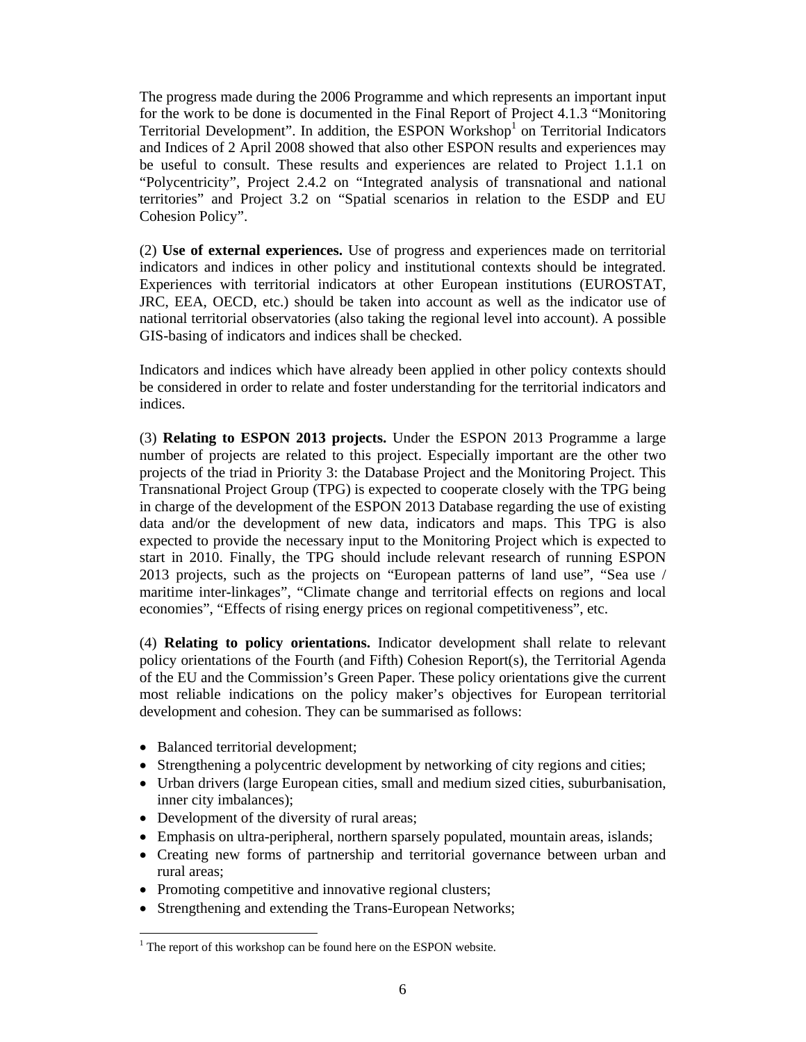The progress made during the 2006 Programme and which represents an important input for the work to be done is documented in the Final Report of Project 4.1.3 "Monitoring Territorial Development". In addition, the ESPON Workshop[1] on Territorial Indicators and Indices of 2 April 2008 showed that also other ESPON results and experiences may be useful to consult. These results and experiences are related to Project 1.1.1 on "Polycentricity", Project 2.4.2 on "Integrated analysis of transnational and national territories" and Project 3.2 on "Spatial scenarios in relation to the ESDP and EU Cohesion Policy".

(2) **Use of external experiences.** Use of progress and experiences made on territorial indicators and indices in other policy and institutional contexts should be integrated. Experiences with territorial indicators at other European institutions (EUROSTAT, JRC, EEA, OECD, etc.) should be taken into account as well as the indicator use of national territorial observatories (also taking the regional level into account). A possible GIS-basing of indicators and indices shall be checked.

Indicators and indices which have already been applied in other policy contexts should be considered in order to relate and foster understanding for the territorial indicators and indices.

(3) **Relating to ESPON 2013 projects.** Under the ESPON 2013 Programme a large number of projects are related to this project. Especially important are the other two projects of the triad in Priority 3: the Database Project and the Monitoring Project. This Transnational Project Group (TPG) is expected to cooperate closely with the TPG being in charge of the development of the ESPON 2013 Database regarding the use of existing data and/or the development of new data, indicators and maps. This TPG is also expected to provide the necessary input to the Monitoring Project which is expected to start in 2010. Finally, the TPG should include relevant research of running ESPON 2013 projects, such as the projects on "European patterns of land use", "Sea use / maritime inter-linkages", "Climate change and territorial effects on regions and local economies", "Effects of rising energy prices on regional competitiveness", etc.

(4) **Relating to policy orientations.** Indicator development shall relate to relevant policy orientations of the Fourth (and Fifth) Cohesion Report(s), the Territorial Agenda of the EU and the Commission's Green Paper. These policy orientations give the current most reliable indications on the policy maker's objectives for European territorial development and cohesion. They can be summarised as follows:

- Balanced territorial development;
- Strengthening a polycentric development by networking of city regions and cities;
- Urban drivers (large European cities, small and medium sized cities, suburbanisation, inner city imbalances);
- Development of the diversity of rural areas;
- Emphasis on ultra-peripheral, northern sparsely populated, mountain areas, islands;
- Creating new forms of partnership and territorial governance between urban and rural areas;
- Promoting competitive and innovative regional clusters;
- Strengthening and extending the Trans-European Networks;

[1] The report of this workshop can be found here on the ESPON website.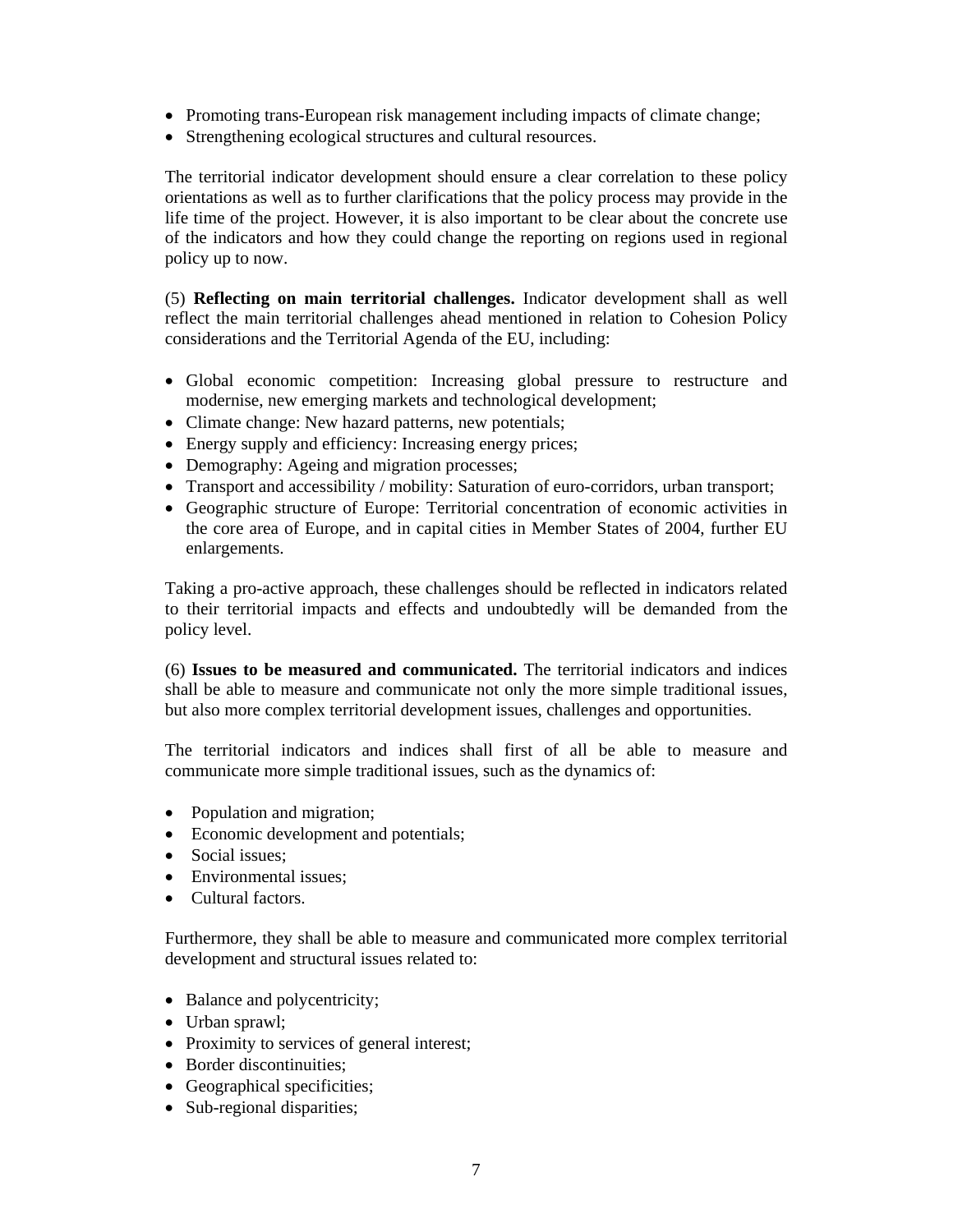- Promoting trans-European risk management including impacts of climate change;
- Strengthening ecological structures and cultural resources.

The territorial indicator development should ensure a clear correlation to these policy orientations as well as to further clarifications that the policy process may provide in the life time of the project. However, it is also important to be clear about the concrete use of the indicators and how they could change the reporting on regions used in regional policy up to now.

(5) **Reflecting on main territorial challenges.** Indicator development shall as well reflect the main territorial challenges ahead mentioned in relation to Cohesion Policy considerations and the Territorial Agenda of the EU, including:

- Global economic competition: Increasing global pressure to restructure and modernise, new emerging markets and technological development;
- Climate change: New hazard patterns, new potentials;
- Energy supply and efficiency: Increasing energy prices;
- Demography: Ageing and migration processes;
- Transport and accessibility / mobility: Saturation of euro-corridors, urban transport;
- Geographic structure of Europe: Territorial concentration of economic activities in the core area of Europe, and in capital cities in Member States of 2004, further EU enlargements.

Taking a pro-active approach, these challenges should be reflected in indicators related to their territorial impacts and effects and undoubtedly will be demanded from the policy level.

(6) **Issues to be measured and communicated.** The territorial indicators and indices shall be able to measure and communicate not only the more simple traditional issues, but also more complex territorial development issues, challenges and opportunities.

The territorial indicators and indices shall first of all be able to measure and communicate more simple traditional issues, such as the dynamics of:

- Population and migration;
- Economic development and potentials;
- Social issues;
- Environmental issues;
- Cultural factors.

Furthermore, they shall be able to measure and communicated more complex territorial development and structural issues related to:

- Balance and polycentricity;
- Urban sprawl;
- Proximity to services of general interest;
- Border discontinuities;
- Geographical specificities;
- Sub-regional disparities;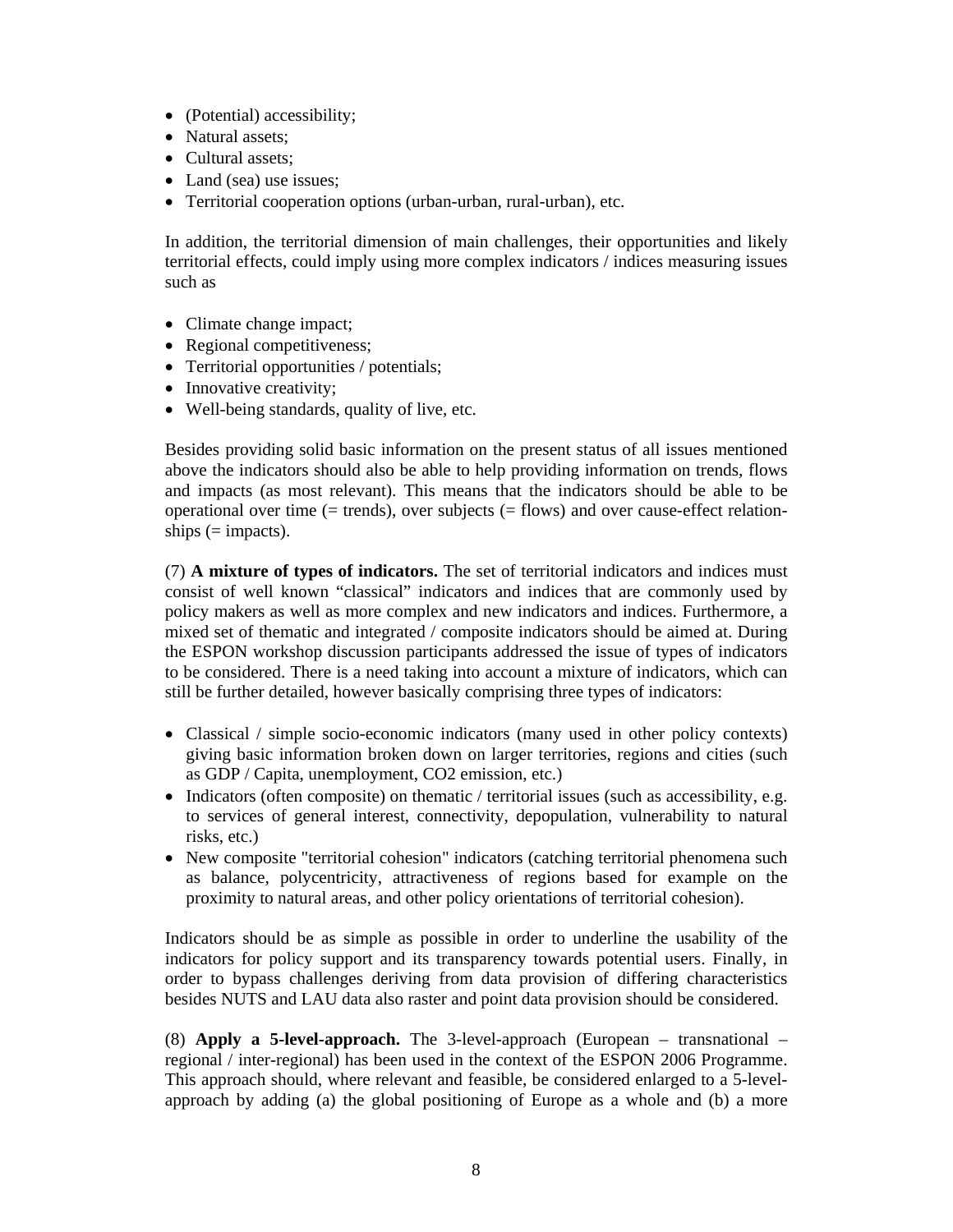- (Potential) accessibility;
- Natural assets;
- Cultural assets;
- Land (sea) use issues;
- Territorial cooperation options (urban-urban, rural-urban), etc.

In addition, the territorial dimension of main challenges, their opportunities and likely territorial effects, could imply using more complex indicators / indices measuring issues such as

- Climate change impact;
- Regional competitiveness;
- Territorial opportunities / potentials;
- Innovative creativity;
- Well-being standards, quality of live, etc.

Besides providing solid basic information on the present status of all issues mentioned above the indicators should also be able to help providing information on trends, flows and impacts (as most relevant). This means that the indicators should be able to be operational over time (= trends), over subjects (= flows) and over cause-effect relation-ships (= impacts).

(7) **A mixture of types of indicators.** The set of territorial indicators and indices must consist of well known "classical" indicators and indices that are commonly used by policy makers as well as more complex and new indicators and indices. Furthermore, a mixed set of thematic and integrated / composite indicators should be aimed at. During the ESPON workshop discussion participants addressed the issue of types of indicators to be considered. There is a need taking into account a mixture of indicators, which can still be further detailed, however basically comprising three types of indicators:

- Classical / simple socio-economic indicators (many used in other policy contexts) giving basic information broken down on larger territories, regions and cities (such as GDP / Capita, unemployment, $CO_2$ emission, etc.)
- Indicators (often composite) on thematic / territorial issues (such as accessibility, e.g. to services of general interest, connectivity, depopulation, vulnerability to natural risks, etc.)
- New composite "territorial cohesion" indicators (catching territorial phenomena such as balance, polycentricity, attractiveness of regions based for example on the proximity to natural areas, and other policy orientations of territorial cohesion).

Indicators should be as simple as possible in order to underline the usability of the indicators for policy support and its transparency towards potential users. Finally, in order to bypass challenges deriving from data provision of differing characteristics besides NUTS and LAU data also raster and point data provision should be considered.

(8) **Apply a 5-level-approach.** The 3-level-approach (European – transnational – regional / inter-regional) has been used in the context of the ESPON 2006 Programme. This approach should, where relevant and feasible, be considered enlarged to a 5-level-approach by adding (a) the global positioning of Europe as a whole and (b) a more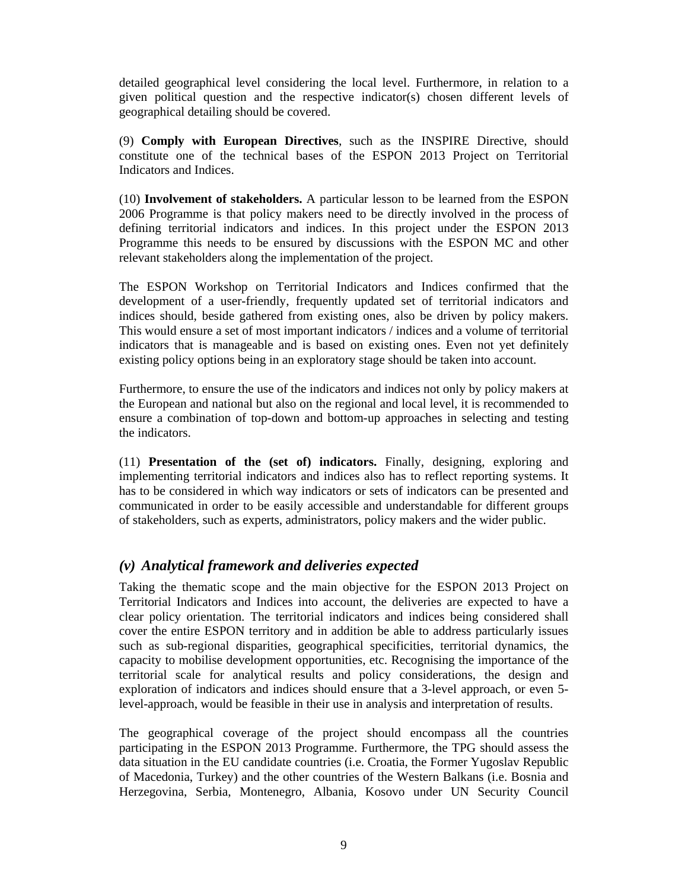detailed geographical level considering the local level. Furthermore, in relation to a given political question and the respective indicator(s) chosen different levels of geographical detailing should be covered.

(9) **Comply with European Directives**, such as the INSPIRE Directive, should constitute one of the technical bases of the ESPON 2013 Project on Territorial Indicators and Indices.

(10) **Involvement of stakeholders.** A particular lesson to be learned from the ESPON 2006 Programme is that policy makers need to be directly involved in the process of defining territorial indicators and indices. In this project under the ESPON 2013 Programme this needs to be ensured by discussions with the ESPON MC and other relevant stakeholders along the implementation of the project.

The ESPON Workshop on Territorial Indicators and Indices confirmed that the development of a user-friendly, frequently updated set of territorial indicators and indices should, beside gathered from existing ones, also be driven by policy makers. This would ensure a set of most important indicators / indices and a volume of territorial indicators that is manageable and is based on existing ones. Even not yet definitely existing policy options being in an exploratory stage should be taken into account.

Furthermore, to ensure the use of the indicators and indices not only by policy makers at the European and national but also on the regional and local level, it is recommended to ensure a combination of top-down and bottom-up approaches in selecting and testing the indicators.

(11) **Presentation of the (set of) indicators.** Finally, designing, exploring and implementing territorial indicators and indices also has to reflect reporting systems. It has to be considered in which way indicators or sets of indicators can be presented and communicated in order to be easily accessible and understandable for different groups of stakeholders, such as experts, administrators, policy makers and the wider public.

## *(v) Analytical framework and deliveries expected*

Taking the thematic scope and the main objective for the ESPON 2013 Project on Territorial Indicators and Indices into account, the deliveries are expected to have a clear policy orientation. The territorial indicators and indices being considered shall cover the entire ESPON territory and in addition be able to address particularly issues such as sub-regional disparities, geographical specificities, territorial dynamics, the capacity to mobilise development opportunities, etc. Recognising the importance of the territorial scale for analytical results and policy considerations, the design and exploration of indicators and indices should ensure that a 3-level approach, or even 5-level-approach, would be feasible in their use in analysis and interpretation of results.

The geographical coverage of the project should encompass all the countries participating in the ESPON 2013 Programme. Furthermore, the TPG should assess the data situation in the EU candidate countries (i.e. Croatia, the Former Yugoslav Republic of Macedonia, Turkey) and the other countries of the Western Balkans (i.e. Bosnia and Herzegovina, Serbia, Montenegro, Albania, Kosovo under UN Security Council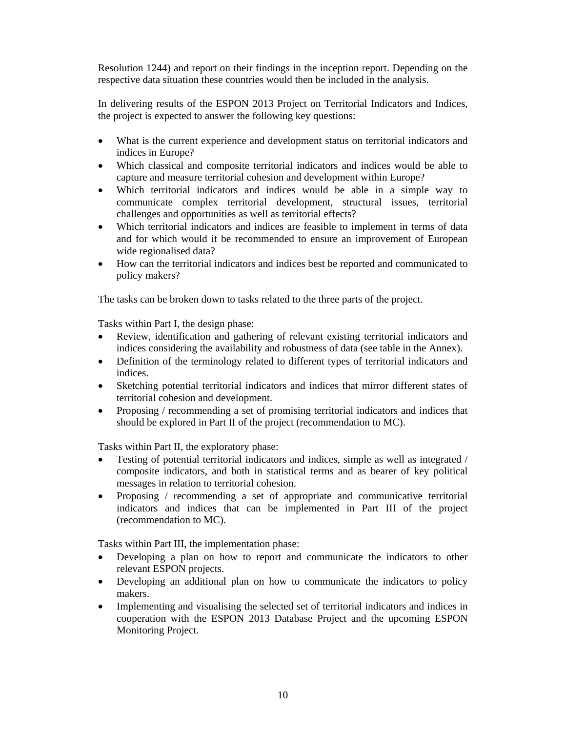Resolution 1244) and report on their findings in the inception report. Depending on the respective data situation these countries would then be included in the analysis.

In delivering results of the ESPON 2013 Project on Territorial Indicators and Indices, the project is expected to answer the following key questions:

- What is the current experience and development status on territorial indicators and indices in Europe?
- Which classical and composite territorial indicators and indices would be able to capture and measure territorial cohesion and development within Europe?
- Which territorial indicators and indices would be able in a simple way to communicate complex territorial development, structural issues, territorial challenges and opportunities as well as territorial effects?
- Which territorial indicators and indices are feasible to implement in terms of data and for which would it be recommended to ensure an improvement of European wide regionalised data?
- How can the territorial indicators and indices best be reported and communicated to policy makers?

The tasks can be broken down to tasks related to the three parts of the project.

Tasks within Part I, the design phase:

- Review, identification and gathering of relevant existing territorial indicators and indices considering the availability and robustness of data (see table in the Annex).
- Definition of the terminology related to different types of territorial indicators and indices.
- Sketching potential territorial indicators and indices that mirror different states of territorial cohesion and development.
- Proposing / recommending a set of promising territorial indicators and indices that should be explored in Part II of the project (recommendation to MC).

Tasks within Part II, the exploratory phase:

- Testing of potential territorial indicators and indices, simple as well as integrated / composite indicators, and both in statistical terms and as bearer of key political messages in relation to territorial cohesion.
- Proposing / recommending a set of appropriate and communicative territorial indicators and indices that can be implemented in Part III of the project (recommendation to MC).

Tasks within Part III, the implementation phase:

- Developing a plan on how to report and communicate the indicators to other relevant ESPON projects.
- Developing an additional plan on how to communicate the indicators to policy makers.
- Implementing and visualising the selected set of territorial indicators and indices in cooperation with the ESPON 2013 Database Project and the upcoming ESPON Monitoring Project.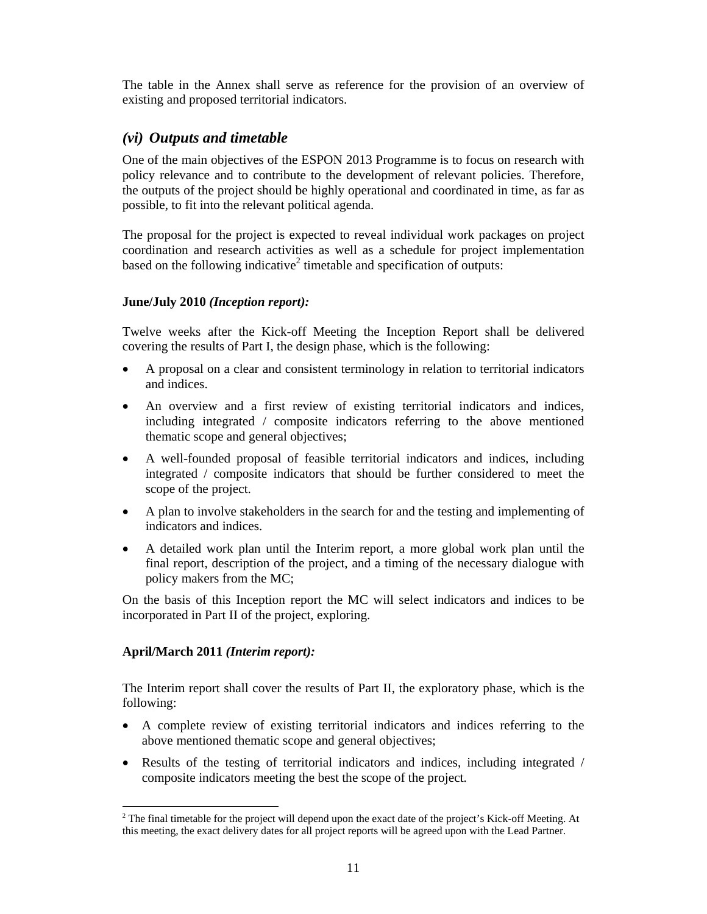The table in the Annex shall serve as reference for the provision of an overview of existing and proposed territorial indicators.

### *(vi) Outputs and timetable*

One of the main objectives of the ESPON 2013 Programme is to focus on research with policy relevance and to contribute to the development of relevant policies. Therefore, the outputs of the project should be highly operational and coordinated in time, as far as possible, to fit into the relevant political agenda.

The proposal for the project is expected to reveal individual work packages on project coordination and research activities as well as a schedule for project implementation based on the following indicative[2] timetable and specification of outputs:

**June/July 2010 *(Inception report):***

Twelve weeks after the Kick-off Meeting the Inception Report shall be delivered covering the results of Part I, the design phase, which is the following:

- A proposal on a clear and consistent terminology in relation to territorial indicators and indices.
- An overview and a first review of existing territorial indicators and indices, including integrated / composite indicators referring to the above mentioned thematic scope and general objectives;
- A well-founded proposal of feasible territorial indicators and indices, including integrated / composite indicators that should be further considered to meet the scope of the project.
- A plan to involve stakeholders in the search for and the testing and implementing of indicators and indices.
- A detailed work plan until the Interim report, a more global work plan until the final report, description of the project, and a timing of the necessary dialogue with policy makers from the MC;

On the basis of this Inception report the MC will select indicators and indices to be incorporated in Part II of the project, exploring.

**April/March 2011 *(Interim report):***

The Interim report shall cover the results of Part II, the exploratory phase, which is the following:

- A complete review of existing territorial indicators and indices referring to the above mentioned thematic scope and general objectives;
- Results of the testing of territorial indicators and indices, including integrated / composite indicators meeting the best the scope of the project.

---

[2] The final timetable for the project will depend upon the exact date of the project's Kick-off Meeting. At this meeting, the exact delivery dates for all project reports will be agreed upon with the Lead Partner.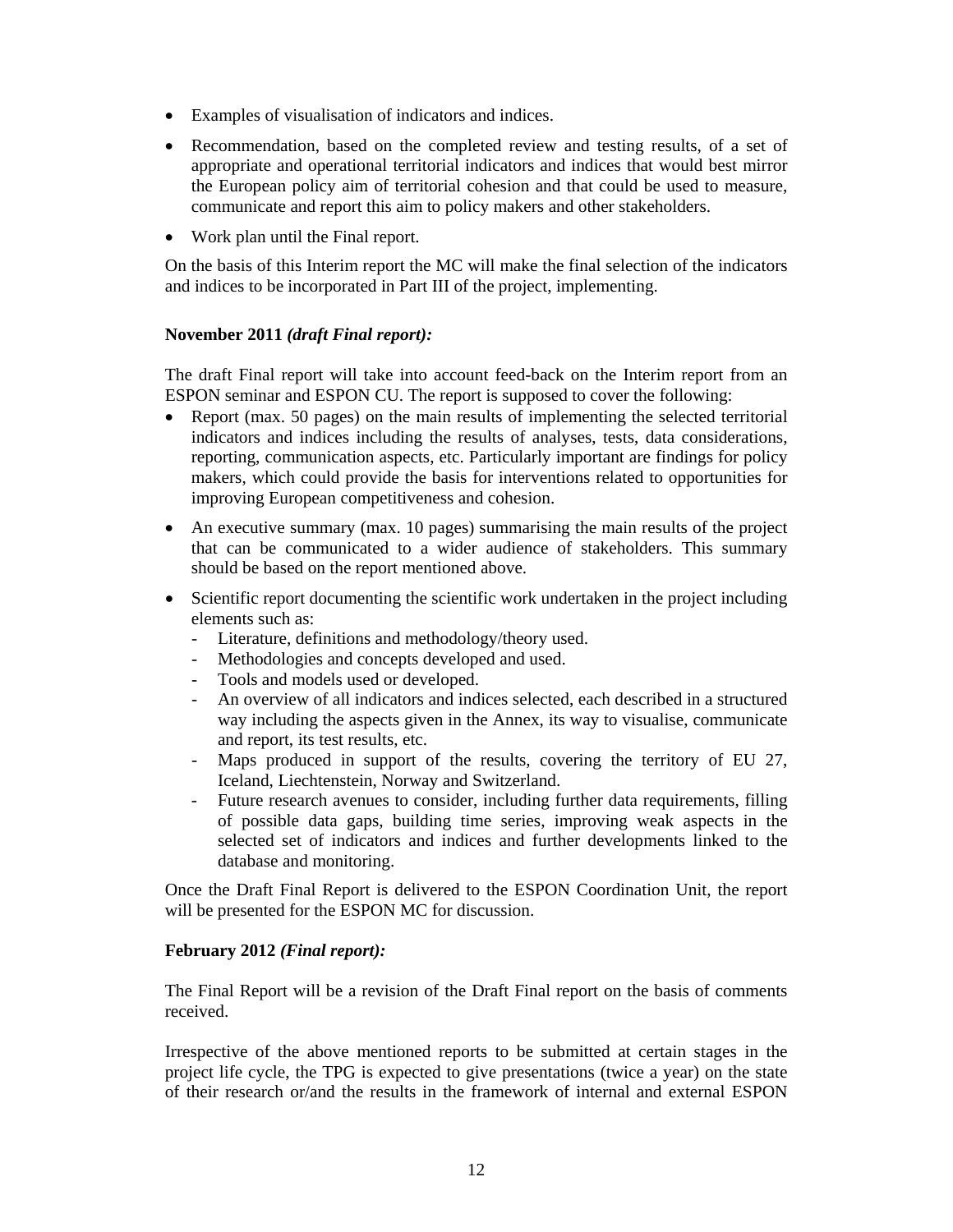- Examples of visualisation of indicators and indices.
- Recommendation, based on the completed review and testing results, of a set of appropriate and operational territorial indicators and indices that would best mirror the European policy aim of territorial cohesion and that could be used to measure, communicate and report this aim to policy makers and other stakeholders.
- Work plan until the Final report.

On the basis of this Interim report the MC will make the final selection of the indicators and indices to be incorporated in Part III of the project, implementing.

**November 2011 *(draft Final report):***

The draft Final report will take into account feed-back on the Interim report from an ESPON seminar and ESPON CU. The report is supposed to cover the following:

- Report (max. 50 pages) on the main results of implementing the selected territorial indicators and indices including the results of analyses, tests, data considerations, reporting, communication aspects, etc. Particularly important are findings for policy makers, which could provide the basis for interventions related to opportunities for improving European competitiveness and cohesion.
- An executive summary (max. 10 pages) summarising the main results of the project that can be communicated to a wider audience of stakeholders. This summary should be based on the report mentioned above.
- Scientific report documenting the scientific work undertaken in the project including elements such as:
  - Literature, definitions and methodology/theory used.
  - Methodologies and concepts developed and used.
  - Tools and models used or developed.
  - An overview of all indicators and indices selected, each described in a structured way including the aspects given in the Annex, its way to visualise, communicate and report, its test results, etc.
  - Maps produced in support of the results, covering the territory of EU 27, Iceland, Liechtenstein, Norway and Switzerland.
  - Future research avenues to consider, including further data requirements, filling of possible data gaps, building time series, improving weak aspects in the selected set of indicators and indices and further developments linked to the database and monitoring.

Once the Draft Final Report is delivered to the ESPON Coordination Unit, the report will be presented for the ESPON MC for discussion.

**February 2012 *(Final report):***

The Final Report will be a revision of the Draft Final report on the basis of comments received.

Irrespective of the above mentioned reports to be submitted at certain stages in the project life cycle, the TPG is expected to give presentations (twice a year) on the state of their research or/and the results in the framework of internal and external ESPON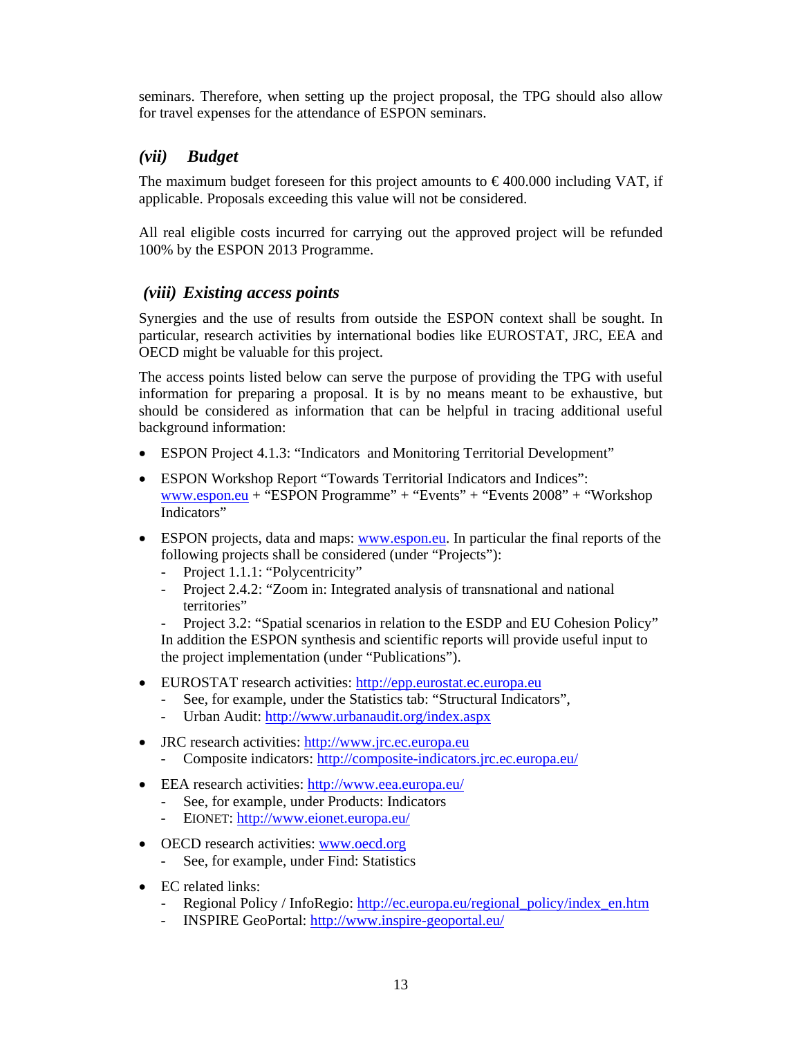seminars. Therefore, when setting up the project proposal, the TPG should also allow for travel expenses for the attendance of ESPON seminars.

### *(vii) Budget*

The maximum budget foreseen for this project amounts to € 400.000 including VAT, if applicable. Proposals exceeding this value will not be considered.

All real eligible costs incurred for carrying out the approved project will be refunded 100% by the ESPON 2013 Programme.

### *(viii) Existing access points*

Synergies and the use of results from outside the ESPON context shall be sought. In particular, research activities by international bodies like EUROSTAT, JRC, EEA and OECD might be valuable for this project.

The access points listed below can serve the purpose of providing the TPG with useful information for preparing a proposal. It is by no means meant to be exhaustive, but should be considered as information that can be helpful in tracing additional useful background information:

- ESPON Project 4.1.3: "Indicators and Monitoring Territorial Development"
- ESPON Workshop Report "Towards Territorial Indicators and Indices": www.espon.eu + "ESPON Programme" + "Events" + "Events 2008" + "Workshop Indicators"
- ESPON projects, data and maps: www.espon.eu. In particular the final reports of the following projects shall be considered (under "Projects"):
  - Project 1.1.1: "Polycentricity"
  - Project 2.4.2: "Zoom in: Integrated analysis of transnational and national territories"
  - Project 3.2: "Spatial scenarios in relation to the ESDP and EU Cohesion Policy"

  In addition the ESPON synthesis and scientific reports will provide useful input to the project implementation (under "Publications").
- EUROSTAT research activities: http://epp.eurostat.ec.europa.eu
  - See, for example, under the Statistics tab: "Structural Indicators",
  - Urban Audit: http://www.urbanaudit.org/index.aspx
- JRC research activities: http://www.jrc.ec.europa.eu
  - Composite indicators: http://composite-indicators.jrc.ec.europa.eu/
- EEA research activities: http://www.eea.europa.eu/
  - See, for example, under Products: Indicators
  - EIONET: http://www.eionet.europa.eu/
- OECD research activities: www.oecd.org
  - See, for example, under Find: Statistics
- EC related links:
  - Regional Policy / InfoRegio: http://ec.europa.eu/regional_policy/index_en.htm
  - INSPIRE GeoPortal: http://www.inspire-geoportal.eu/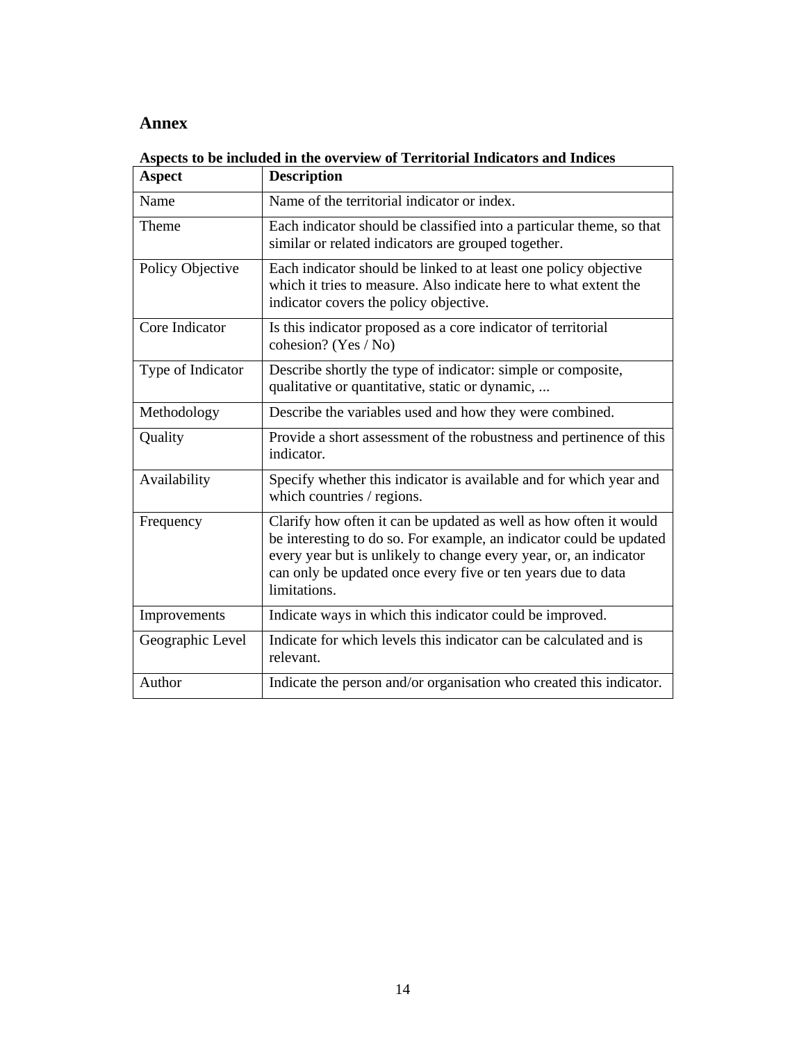## Annex

**Aspects to be included in the overview of Territorial Indicators and Indices**

| **Aspect** | **Description** |
|---|---|
| Name | Name of the territorial indicator or index. |
| Theme | Each indicator should be classified into a particular theme, so that similar or related indicators are grouped together. |
| Policy Objective | Each indicator should be linked to at least one policy objective which it tries to measure. Also indicate here to what extent the indicator covers the policy objective. |
| Core Indicator | Is this indicator proposed as a core indicator of territorial cohesion? (Yes / No) |
| Type of Indicator | Describe shortly the type of indicator: simple or composite, qualitative or quantitative, static or dynamic, ... |
| Methodology | Describe the variables used and how they were combined. |
| Quality | Provide a short assessment of the robustness and pertinence of this indicator. |
| Availability | Specify whether this indicator is available and for which year and which countries / regions. |
| Frequency | Clarify how often it can be updated as well as how often it would be interesting to do so. For example, an indicator could be updated every year but is unlikely to change every year, or, an indicator can only be updated once every five or ten years due to data limitations. |
| Improvements | Indicate ways in which this indicator could be improved. |
| Geographic Level | Indicate for which levels this indicator can be calculated and is relevant. |
| Author | Indicate the person and/or organisation who created this indicator. |